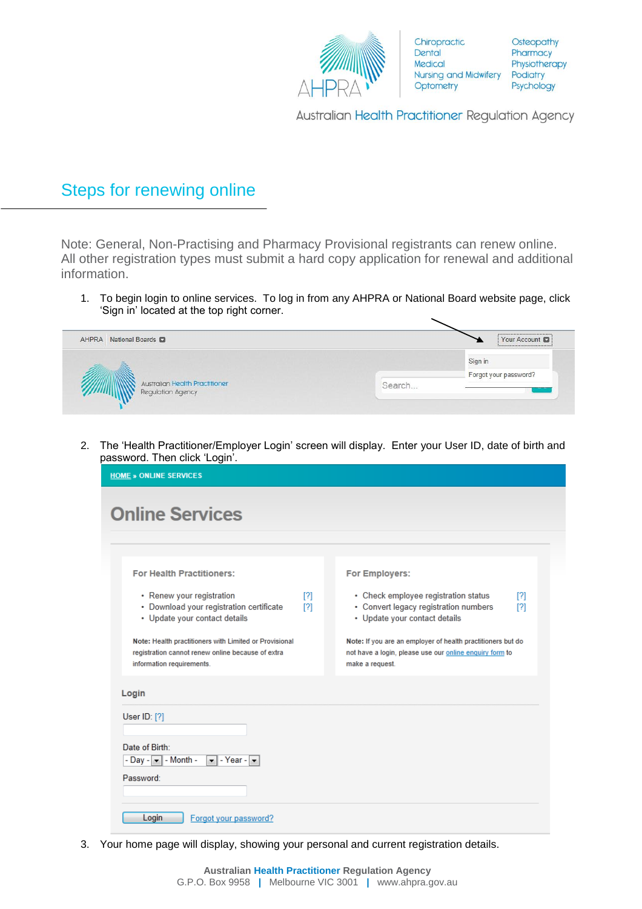AHPRA

Chiropractic
Dental
Medical
Nursing and Midwifery
Optometry
Osteopathy
Pharmacy
Physiotherapy
Podiatry
Psychology

Australian Health Practitioner Regulation Agency

# Steps for renewing online

Note: General, Non-Practising and Pharmacy Provisional registrants can renew online. All other registration types must submit a hard copy application for renewal and additional information.

1. To begin login to online services. To log in from any AHPRA or National Board website page, click 'Sign in' located at the top right corner.

   AHPRA | National Boards | Your Account | Sign in | Forgot your password? | Search...

2. The 'Health Practitioner/Employer Login' screen will display. Enter your User ID, date of birth and password. Then click 'Login'.

   HOME » ONLINE SERVICES

   **Online Services**

   **For Health Practitioners:**
   - Renew your registration [?]
   - Download your registration certificate [?]
   - Update your contact details

   **Note:** Health practitioners with Limited or Provisional registration cannot renew online because of extra information requirements.

   **For Employers:**
   - Check employee registration status [?]
   - Convert legacy registration numbers [?]
   - Update your contact details

   **Note:** If you are an employer of health practitioners but do not have a login, please use our online enquiry form to make a request.

   **Login**

   User ID: [?]

   Date of Birth: - Day - | - Month - | - Year -

   Password:

   Login | Forgot your password?

3. Your home page will display, showing your personal and current registration details.

**Australian Health Practitioner Regulation Agency**
G.P.O. Box 9958 | Melbourne VIC 3001 | www.ahpra.gov.au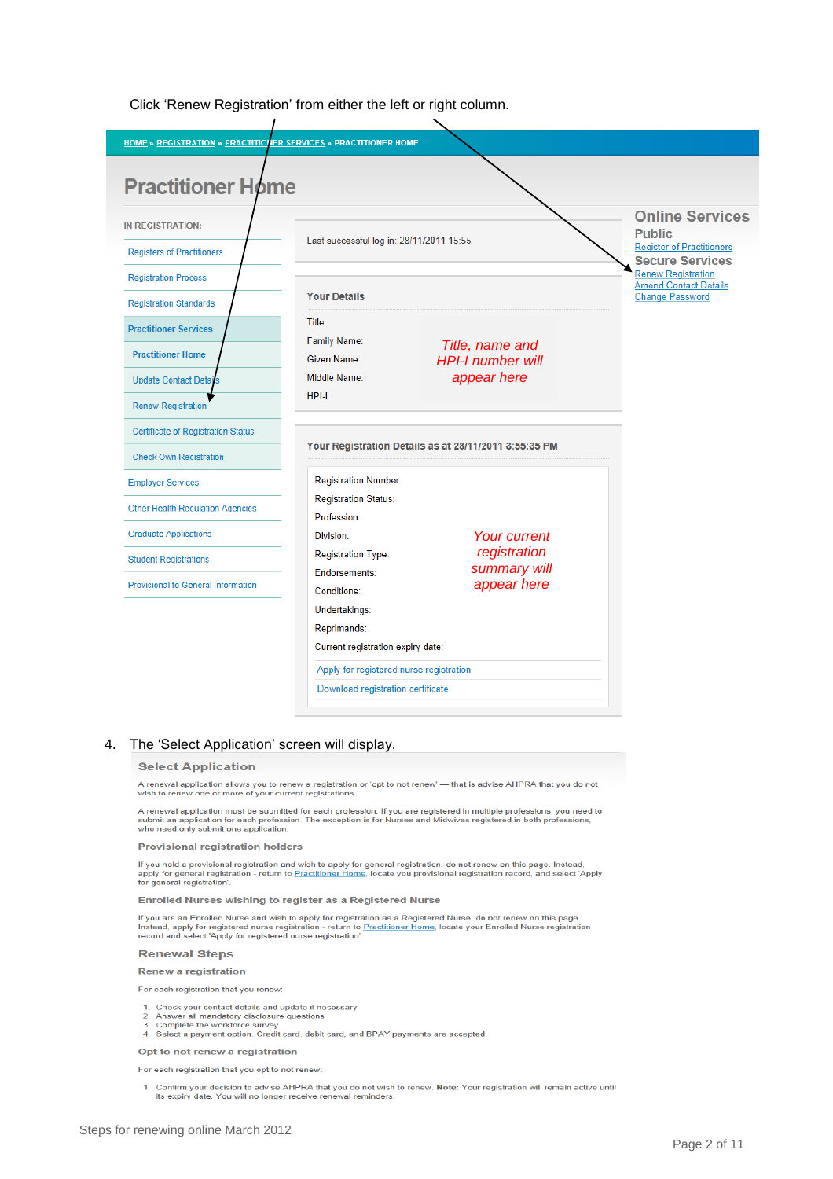Click 'Renew Registration' from either the left or right column.

HOME » REGISTRATION » PRACTITIONER SERVICES » PRACTITIONER HOME

# Practitioner Home

IN REGISTRATION:

- Registers of Practitioners
- Registration Process
- Registration Standards
- Practitioner Services
  - Practitioner Home
  - Update Contact Details
  - Renew Registration
  - Certificate of Registration Status
  - Check Own Registration
- Employer Services
- Other Health Regulation Agencies
- Graduate Applications
- Student Registrations
- Provisional to General Information

Last successful log in: 28/11/2011 15:55

**Your Details**

Title:
Family Name:
Given Name:
Middle Name:
HPI-I:

*Title, name and HPI-I number will appear here*

**Your Registration Details as at 28/11/2011 3:55:35 PM**

Registration Number:
Registration Status:
Profession:
Division:
Registration Type:
Endorsements:
Conditions:
Undertakings:
Reprimands:
Current registration expiry date:

*Your current registration summary will appear here*

Apply for registered nurse registration
Download registration certificate

## Online Services

### Public

Register of Practitioners

### Secure Services

Renew Registration
Amend Contact Details
Change Password

4. The 'Select Application' screen will display.

## Select Application

A renewal application allows you to renew a registration or 'opt to not renew' — that is advise AHPRA that you do not wish to renew one or more of your current registrations.

A renewal application must be submitted for each profession. If you are registered in multiple professions, you need to submit an application for each profession. The exception is for Nurses and Midwives registered in both professions, who need only submit one application.

### Provisional registration holders

If you hold a provisional registration and wish to apply for general registration, do not renew on this page. Instead, apply for general registration - return to Practitioner Home, locate you provisional registration record, and select 'Apply for general registration'.

### Enrolled Nurses wishing to register as a Registered Nurse

If you are an Enrolled Nurse and wish to apply for registration as a Registered Nurse, do not renew on this page. Instead, apply for registered nurse registration - return to Practitioner Home, locate your Enrolled Nurse registration record and select 'Apply for registered nurse registration'.

### Renewal Steps

#### Renew a registration

For each registration that you renew:

1. Check your contact details and update if necessary
2. Answer all mandatory disclosure questions
3. Complete the workforce survey
4. Select a payment option. Credit card, debit card, and BPAY payments are accepted.

#### Opt to not renew a registration

For each registration that you opt to not renew:

1. Confirm your decision to advise AHPRA that you do not wish to renew. **Note:** Your registration will remain active until its expiry date. You will no longer receive renewal reminders.

Steps for renewing online March 2012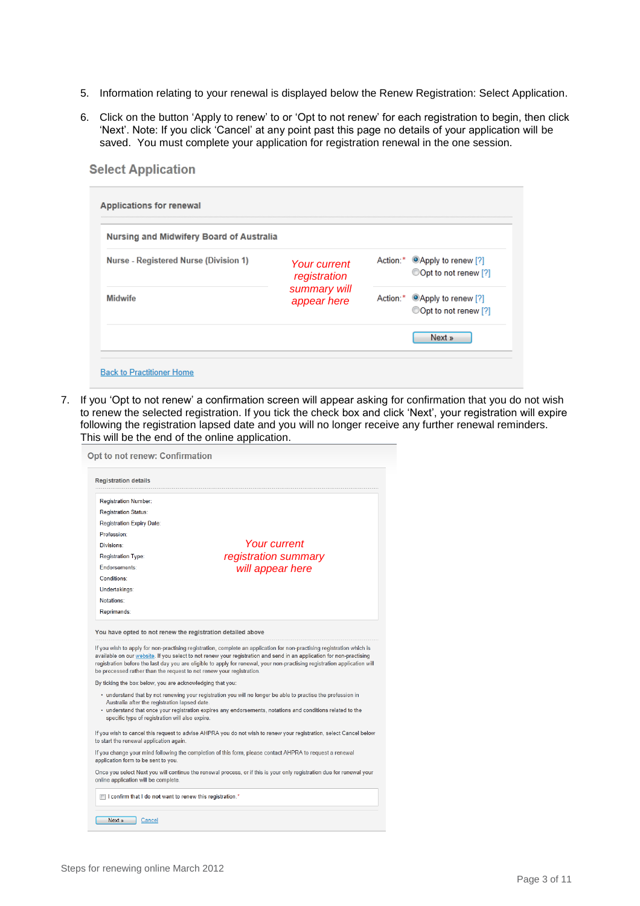5. Information relating to your renewal is displayed below the Renew Registration: Select Application.

6. Click on the button 'Apply to renew' to or 'Opt to not renew' for each registration to begin, then click 'Next'. Note: If you click 'Cancel' at any point past this page no details of your application will be saved. You must complete your application for registration renewal in the one session.

## Select Application

**Applications for renewal**

**Nursing and Midwifery Board of Australia**

| | | |
|---|---|---|
| Nurse - Registered Nurse (Division 1) | *Your current registration summary will appear here* | Action:* ◉ Apply to renew [?] ◯ Opt to not renew [?] |
| Midwife | | Action:* ◉ Apply to renew [?] ◯ Opt to not renew [?] |

Next »

Back to Practitioner Home

7. If you 'Opt to not renew' a confirmation screen will appear asking for confirmation that you do not wish to renew the selected registration. If you tick the check box and click 'Next', your registration will expire following the registration lapsed date and you will no longer receive any further renewal reminders. This will be the end of the online application.

## Opt to not renew: Confirmation

**Registration details**

Registration Number:
Registration Status:
Registration Expiry Date:
Profession:
Divisions:
Registration Type:
Endorsements:
Conditions:
Undertakings:
Notations:
Reprimands:

*Your current registration summary will appear here*

**You have opted to not renew the registration detailed above**

If you wish to apply for non-practising registration, complete an application for non-practising registration which is available on our website. If you select to not renew your registration and send in an application for non-practising registration before the last day you are eligible to apply for renewal, your non-practising registration application will be processed rather than the request to not renew your registration.

By ticking the box below, you are acknowledging that you:

- understand that by not renewing your registration you will no longer be able to practise the profession in Australia after the registration lapsed date.
- understand that once your registration expires any endorsements, notations and conditions related to the specific type of registration will also expire.

If you wish to cancel this request to advise AHPRA you do not wish to renew your registration, select Cancel below to start the renewal application again.

If you change your mind following the completion of this form, please contact AHPRA to request a renewal application form to be sent to you.

Once you select Next you will continue the renewal process, or if this is your only registration due for renewal your online application will be complete.

☐ I confirm that I do not want to renew this registration.*

Next » Cancel

Steps for renewing online March 2012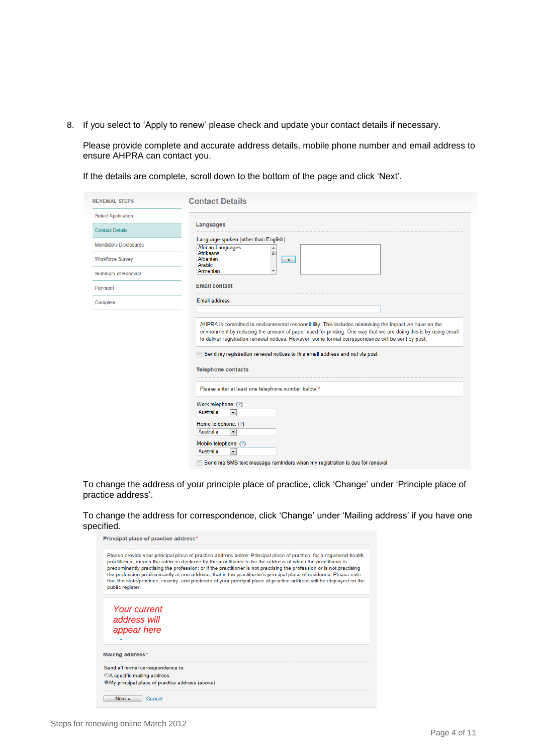8. If you select to 'Apply to renew' please check and update your contact details if necessary.

   Please provide complete and accurate address details, mobile phone number and email address to ensure AHPRA can contact you.

   If the details are complete, scroll down to the bottom of the page and click 'Next'.

   RENEWAL STEPS
   - Select Application
   - Contact Details
   - Mandatory Disclosures
   - Workforce Survey
   - Summary of Renewal
   - Payment
   - Complete

   **Contact Details**

   **Languages**

   Language spoken (other than English):
   African Languages
   Afrikaans
   Albanian
   Arabic
   Armenian

   **Email contact**

   Email address:

   AHPRA is committed to environmental responsibility. This includes minimising the impact we have on the environment by reducing the amount of paper used for printing. One way that we are doing this is by using email to deliver registration renewal notices. However, some formal correspondence will be sent by post.

   Send my registration renewal notices to this email address and not via post

   **Telephone contacts**

   Please enter at least one telephone number below. *

   Work telephone: (?)
   Australia

   Home telephone: (?)
   Australia

   Mobile telephone: (?)
   Australia

   Send me SMS text message reminders when my registration is due for renewal.

   To change the address of your principle place of practice, click 'Change' under 'Principle place of practice address'.

   To change the address for correspondence, click 'Change' under 'Mailing address' if you have one specified.

   **Principal place of practice address** *

   Please provide your principal place of practice address below. Principal place of practice, for a registered health practitioner, means the address declared by the practitioner to be the address at which the practitioner is predominantly practising the profession; or if the practitioner is not practising the profession or is not practising the profession predominantly at one address, that is the practitioner's principal place of residence. Please note that the state/province, country, and postcode of your principal place of practice address will be displayed on the public register.

   *Your current address will appear here*

   **Mailing address** *

   Send all formal correspondence to:
   - A specific mailing address
   - My principal place of practice address (above)

   Next » Cancel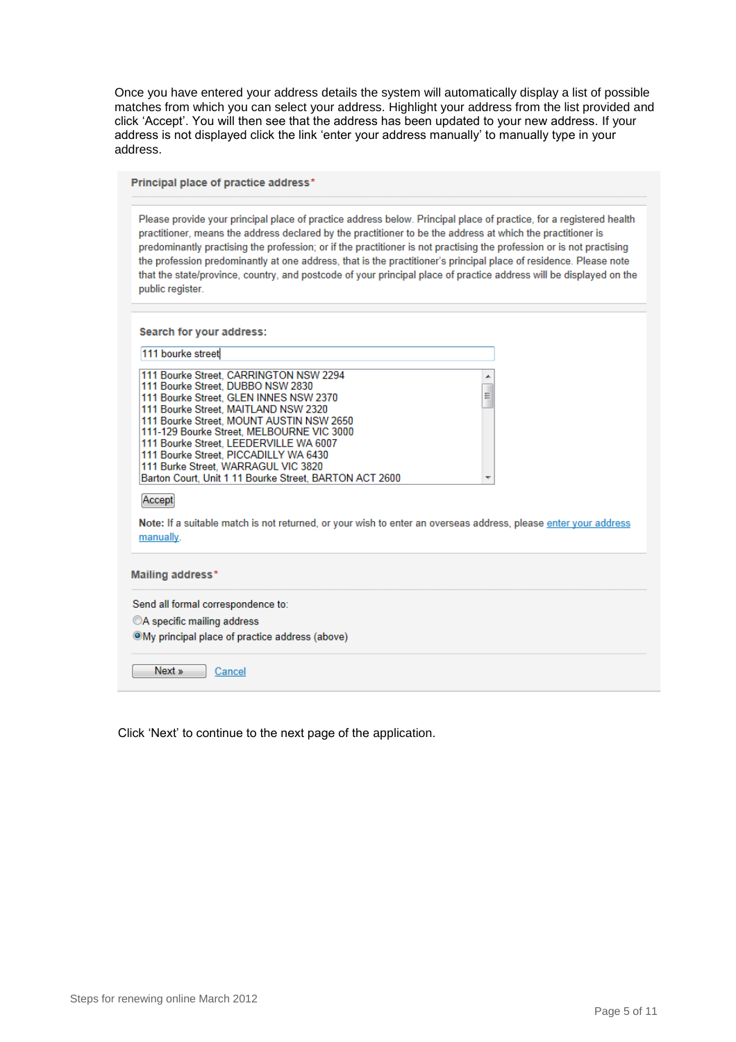Once you have entered your address details the system will automatically display a list of possible matches from which you can select your address. Highlight your address from the list provided and click ‘Accept’. You will then see that the address has been updated to your new address. If your address is not displayed click the link ‘enter your address manually’ to manually type in your address.

**Principal place of practice address***

Please provide your principal place of practice address below. Principal place of practice, for a registered health practitioner, means the address declared by the practitioner to be the address at which the practitioner is predominantly practising the profession; or if the practitioner is not practising the profession or is not practising the profession predominantly at one address, that is the practitioner's principal place of residence. Please note that the state/province, country, and postcode of your principal place of practice address will be displayed on the public register.

**Search for your address:**

111 bourke street

111 Bourke Street, CARRINGTON NSW 2294
111 Bourke Street, DUBBO NSW 2830
111 Bourke Street, GLEN INNES NSW 2370
111 Bourke Street, MAITLAND NSW 2320
111 Bourke Street, MOUNT AUSTIN NSW 2650
111-129 Bourke Street, MELBOURNE VIC 3000
111 Bourke Street, LEEDERVILLE WA 6007
111 Bourke Street, PICCADILLY WA 6430
111 Burke Street, WARRAGUL VIC 3820
Barton Court, Unit 1 11 Bourke Street, BARTON ACT 2600

Accept

**Note:** If a suitable match is not returned, or your wish to enter an overseas address, please enter your address manually.

**Mailing address***

Send all formal correspondence to:

- A specific mailing address
- My principal place of practice address (above)

Next » Cancel

Click ‘Next’ to continue to the next page of the application.

Steps for renewing online March 2012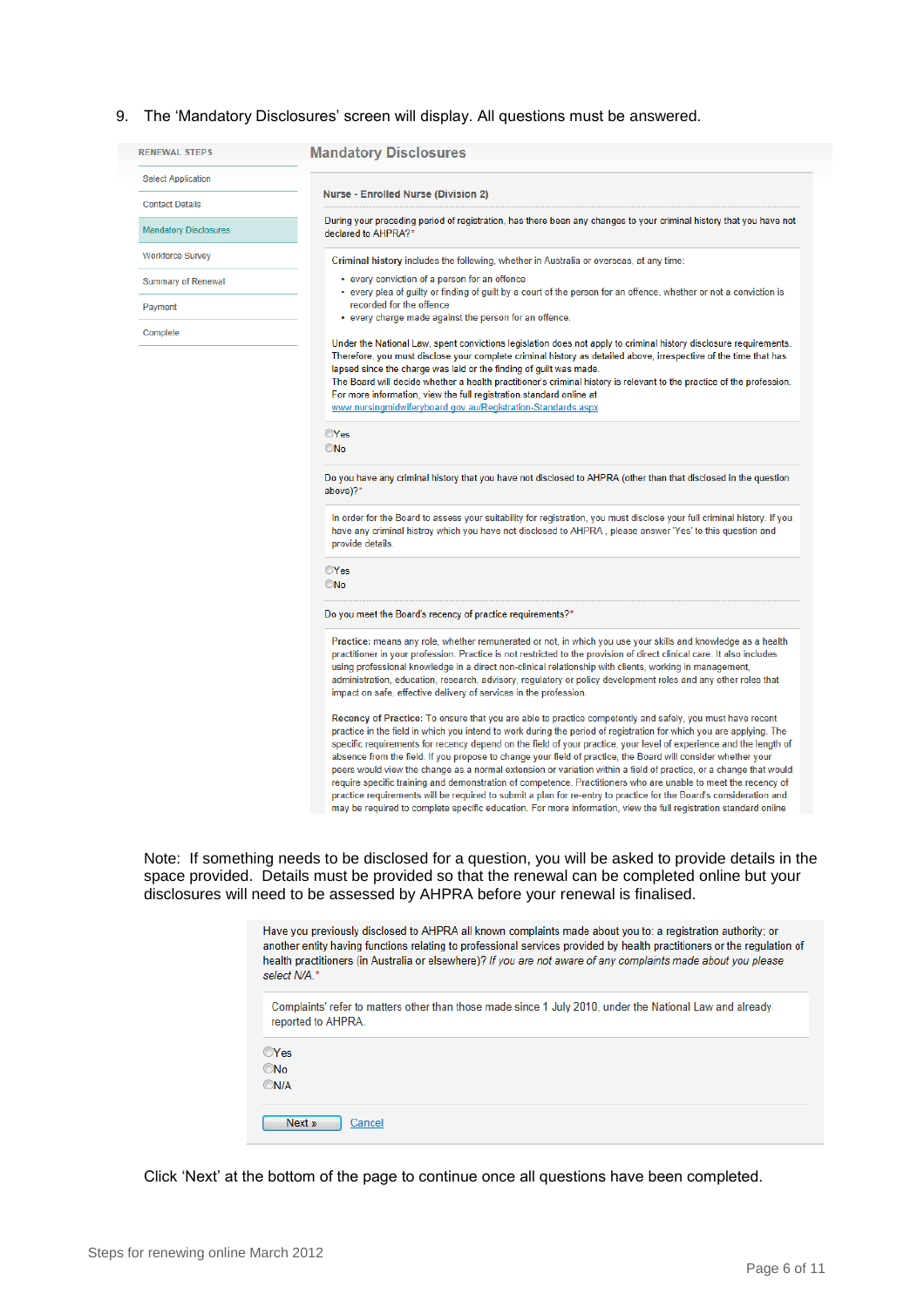9. The 'Mandatory Disclosures' screen will display. All questions must be answered.

RENEWAL STEPS

- Select Application
- Contact Details
- Mandatory Disclosures
- Workforce Survey
- Summary of Renewal
- Payment
- Complete

## Mandatory Disclosures

**Nurse - Enrolled Nurse (Division 2)**

During your preceding period of registration, has there been any changes to your criminal history that you have not declared to AHPRA?*

**Criminal history** includes the following, whether in Australia or overseas, at any time:

- every conviction of a person for an offence
- every plea of guilty or finding of guilt by a court of the person for an offence, whether or not a conviction is recorded for the offence
- every charge made against the person for an offence.

Under the National Law, spent convictions legislation does not apply to criminal history disclosure requirements. Therefore, you must disclose your complete criminal history as detailed above, irrespective of the time that has lapsed since the charge was laid or the finding of guilt was made.
The Board will decide whether a health practitioner's criminal history is relevant to the practice of the profession. For more information, view the full registration standard online at www.nursingmidwiferyboard.gov.au/Registration-Standards.aspx

○Yes
○No

Do you have any criminal history that you have not disclosed to AHPRA (other than that disclosed in the question above)?*

In order for the Board to assess your suitability for registration, you must disclose your full criminal history. If you have any criminal histroy which you have not disclosed to AHPRA , please answer 'Yes' to this question and provide details.

○Yes
○No

Do you meet the Board's recency of practice requirements?*

**Practice:** means any role, whether remunerated or not, in which you use your skills and knowledge as a health practitioner in your profession. Practice is not restricted to the provision of direct clinical care. It also includes using professional knowledge in a direct non-clinical relationship with clients, working in management, administration, education, research, advisory, regulatory or policy development roles and any other roles that impact on safe, effective delivery of services in the profession.

**Recency of Practice:** To ensure that you are able to practice competently and safely, you must have recent practice in the field in which you intend to work during the period of registration for which you are applying. The specific requirements for recency depend on the field of your practice, your level of experience and the length of absence from the field. If you propose to change your field of practice, the Board will consider whether your peers would view the change as a normal extension or variation within a field of practice, or a change that would require specific training and demonstration of competence. Practitioners who are unable to meet the recency of practice requirements will be required to submit a plan for re-entry to practice for the Board's consideration and may be required to complete specific education. For more information, view the full registration standard online

Note: If something needs to be disclosed for a question, you will be asked to provide details in the space provided. Details must be provided so that the renewal can be completed online but your disclosures will need to be assessed by AHPRA before your renewal is finalised.

Have you previously disclosed to AHPRA all known complaints made about you to: a registration authority; or another entity having functions relating to professional services provided by health practitioners or the regulation of health practitioners (in Australia or elsewhere)? *If you are not aware of any complaints made about you please select N/A.**

Complaints' refer to matters other than those made since 1 July 2010, under the National Law and already reported to AHPRA.

○Yes
○No
○N/A

Next » Cancel

Click 'Next' at the bottom of the page to continue once all questions have been completed.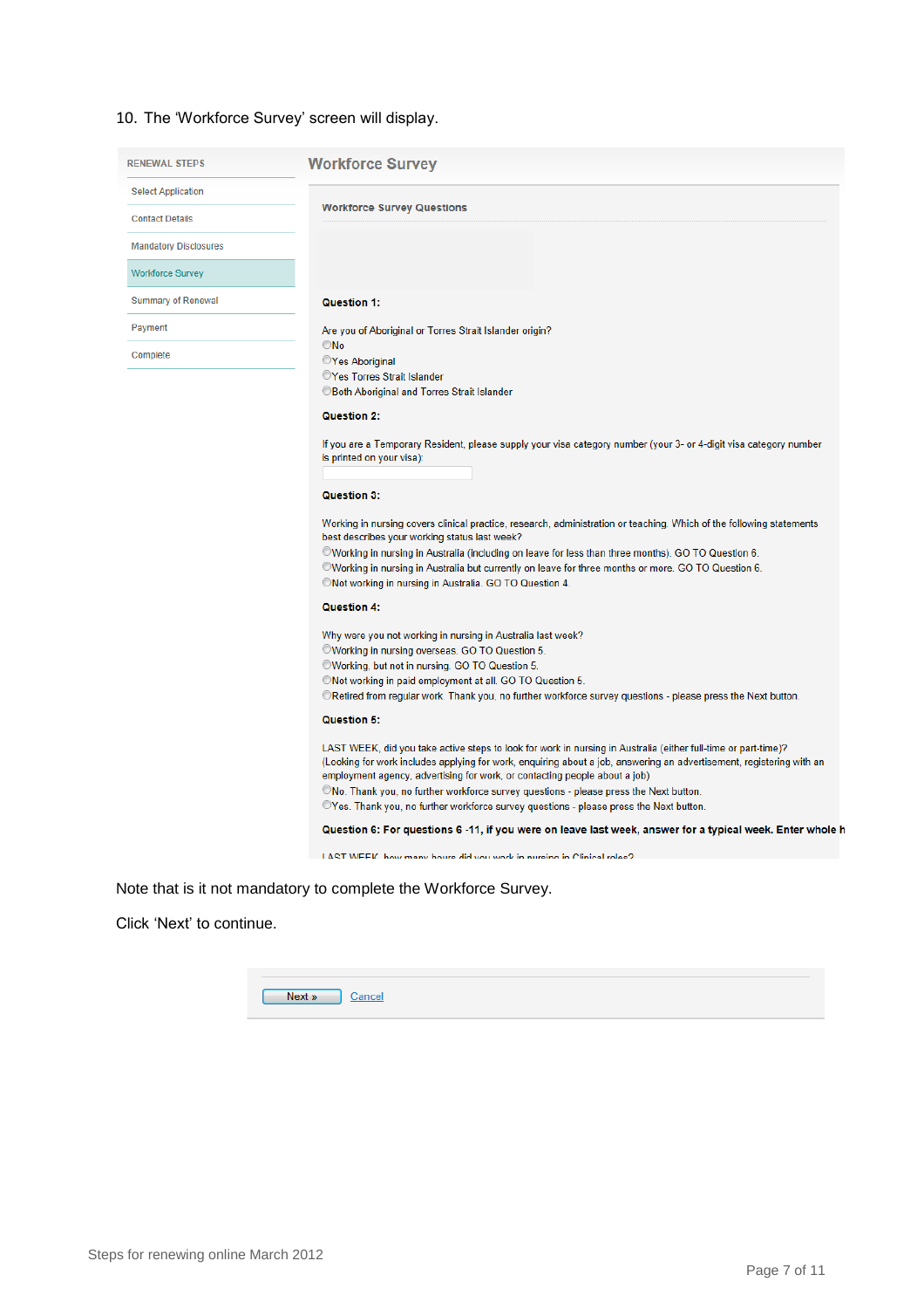10. The 'Workforce Survey' screen will display.

RENEWAL STEPS

- Select Application
- Contact Details
- Mandatory Disclosures
- Workforce Survey
- Summary of Renewal
- Payment
- Complete

## Workforce Survey

**Workforce Survey Questions**

**Question 1:**

Are you of Aboriginal or Torres Strait Islander origin?

- No
- Yes Aboriginal
- Yes Torres Strait Islander
- Both Aboriginal and Torres Strait Islander

**Question 2:**

If you are a Temporary Resident, please supply your visa category number (your 3- or 4-digit visa category number is printed on your visa):

**Question 3:**

Working in nursing covers clinical practice, research, administration or teaching. Which of the following statements best describes your working status last week?

- Working in nursing in Australia (including on leave for less than three months). GO TO Question 6.
- Working in nursing in Australia but currently on leave for three months or more. GO TO Question 6.
- Not working in nursing in Australia. GO TO Question 4.

**Question 4:**

Why were you not working in nursing in Australia last week?

- Working in nursing overseas. GO TO Question 5.
- Working, but not in nursing. GO TO Question 5.
- Not working in paid employment at all. GO TO Question 5.
- Retired from regular work. Thank you, no further workforce survey questions - please press the Next button.

**Question 5:**

LAST WEEK, did you take active steps to look for work in nursing in Australia (either full-time or part-time)? (Looking for work includes applying for work, enquiring about a job, answering an advertisement, registering with an employment agency, advertising for work, or contacting people about a job)

- No. Thank you, no further workforce survey questions - please press the Next button.
- Yes. Thank you, no further workforce survey questions - please press the Next button.

**Question 6: For questions 6 -11, if you were on leave last week, answer for a typical week. Enter whole h**

LAST WEEK, how many hours did you work in nursing in Clinical roles?

Note that is it not mandatory to complete the Workforce Survey.

Click 'Next' to continue.

Next » Cancel

Steps for renewing online March 2012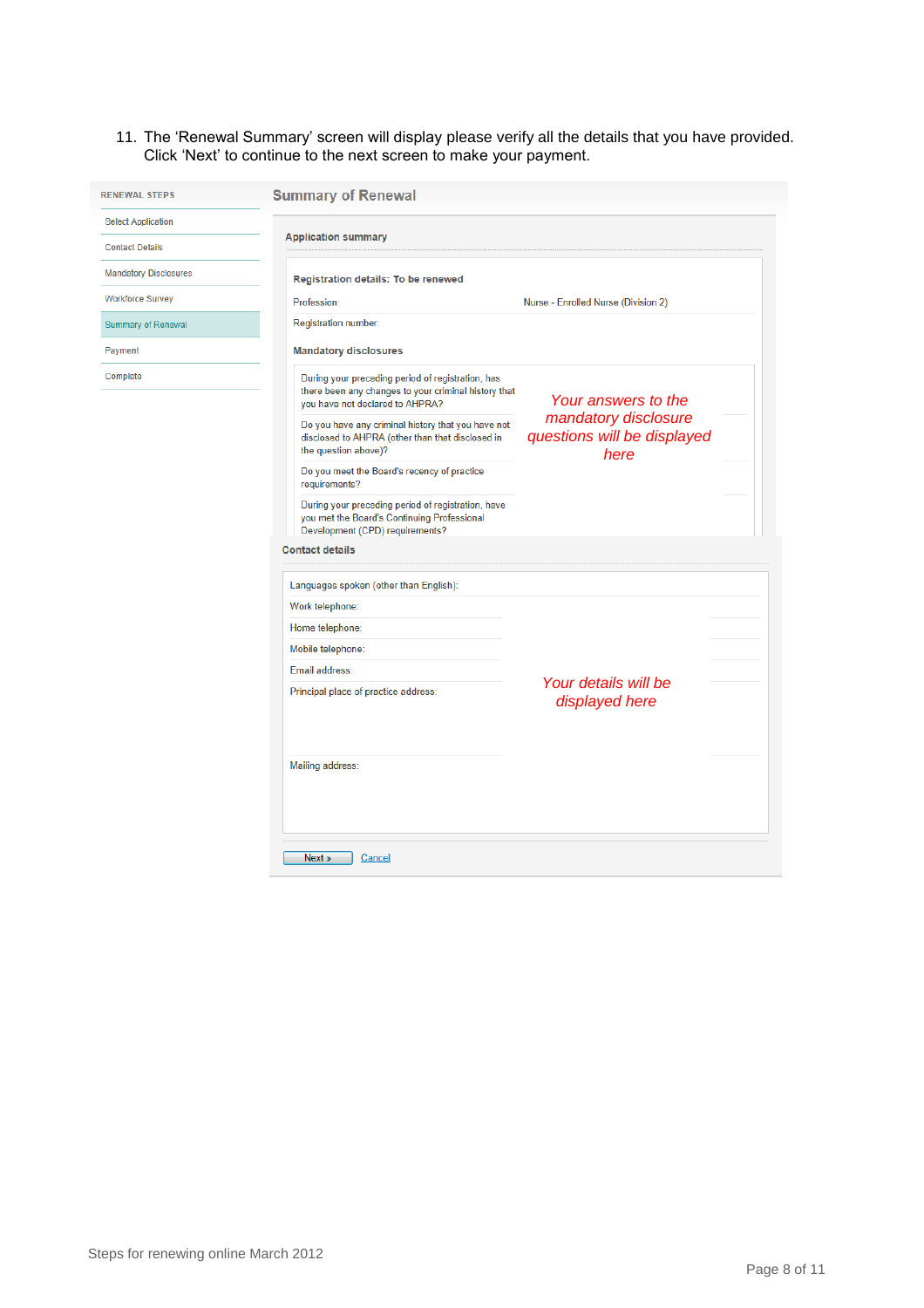11. The ‘Renewal Summary’ screen will display please verify all the details that you have provided. Click ‘Next’ to continue to the next screen to make your payment.

**RENEWAL STEPS**

- Select Application
- Contact Details
- Mandatory Disclosures
- Workforce Survey
- Summary of Renewal
- Payment
- Complete

## Summary of Renewal

### Application summary

**Registration details: To be renewed**

| | |
|---|---|
| Profession: | Nurse - Enrolled Nurse (Division 2) |
| Registration number: | |

**Mandatory disclosures**

| | |
|---|---|
| During your preceding period of registration, has there been any changes to your criminal history that you have not declared to AHPRA? | *Your answers to the mandatory disclosure questions will be displayed here* |
| Do you have any criminal history that you have not disclosed to AHPRA (other than that disclosed in the question above)? | |
| Do you meet the Board's recency of practice requirements? | |
| During your preceding period of registration, have you met the Board's Continuing Professional Development (CPD) requirements? | |

### Contact details

| | |
|---|---|
| Languages spoken (other than English): | *Your details will be displayed here* |
| Work telephone: | |
| Home telephone: | |
| Mobile telephone: | |
| Email address: | |
| Principal place of practice address: | |
| Mailing address: | |

Next » Cancel

Steps for renewing online March 2012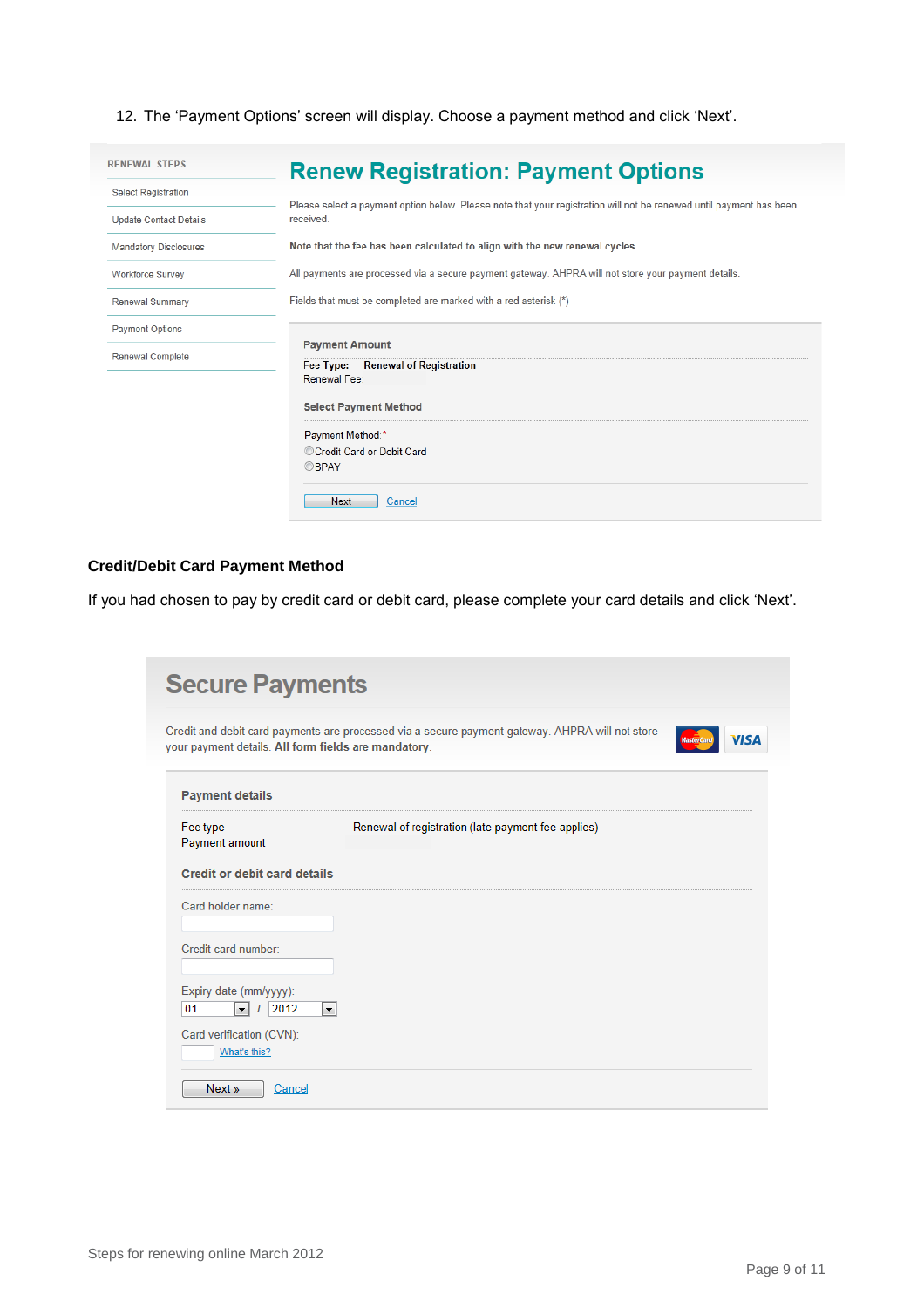12. The 'Payment Options' screen will display. Choose a payment method and click 'Next'.

RENEWAL STEPS

- Select Registration
- Update Contact Details
- Mandatory Disclosures
- Workforce Survey
- Renewal Summary
- Payment Options
- Renewal Complete

## Renew Registration: Payment Options

Please select a payment option below. Please note that your registration will not be renewed until payment has been received.

**Note that the fee has been calculated to align with the new renewal cycles.**

All payments are processed via a secure payment gateway. AHPRA will not store your payment details.

Fields that must be completed are marked with a red asterisk (*)

**Payment Amount**

Fee Type: **Renewal of Registration**
Renewal Fee

**Select Payment Method**

Payment Method: *
- Credit Card or Debit Card
- BPAY

Next Cancel

### Credit/Debit Card Payment Method

If you had chosen to pay by credit card or debit card, please complete your card details and click 'Next'.

## Secure Payments

Credit and debit card payments are processed via a secure payment gateway. AHPRA will not store your payment details. **All form fields are mandatory**.

**Payment details**

Fee type: Renewal of registration (late payment fee applies)
Payment amount

**Credit or debit card details**

Card holder name:

Credit card number:

Expiry date (mm/yyyy):
01 / 2012

Card verification (CVN):
What's this?

Next » Cancel

Steps for renewing online March 2012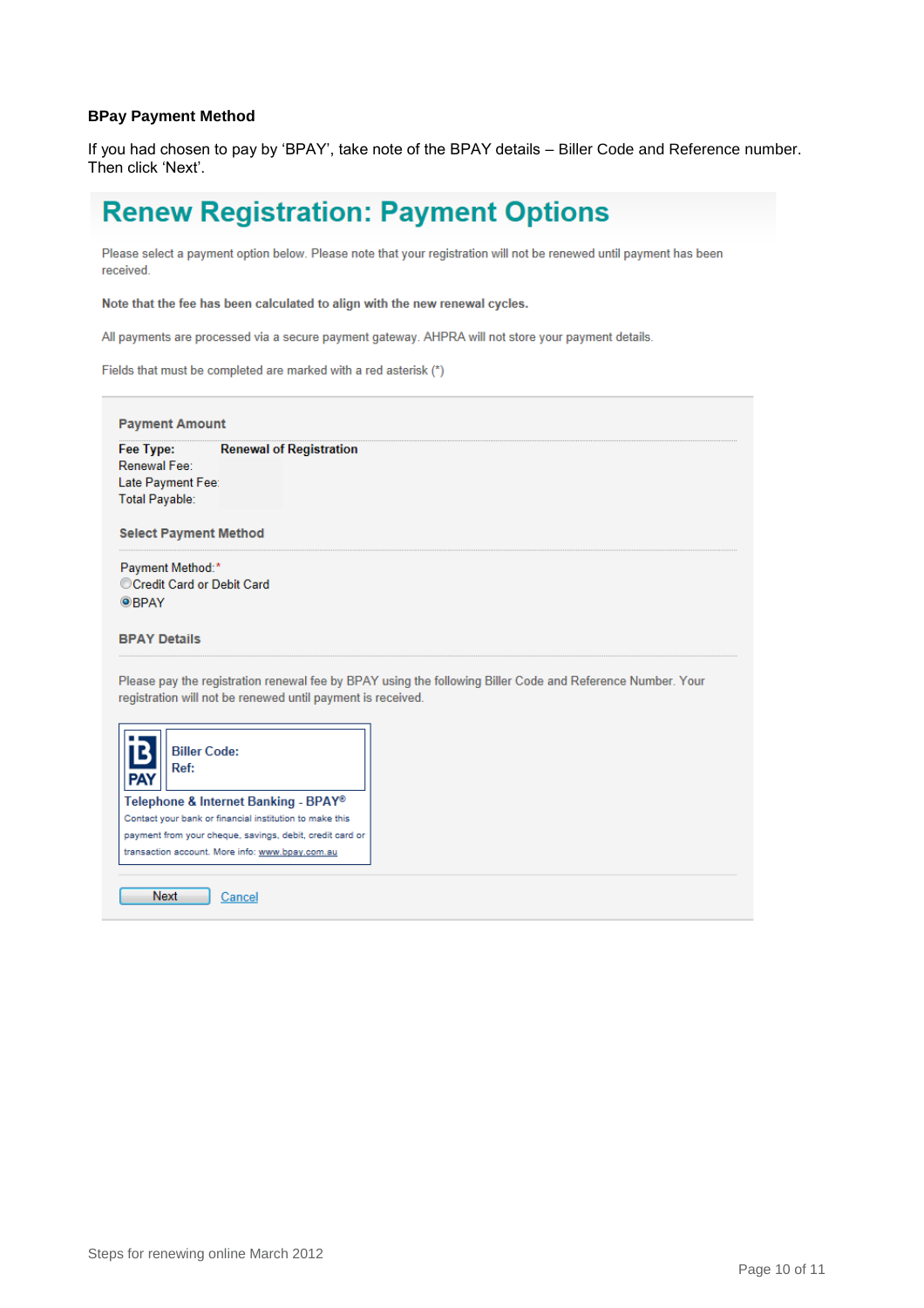**BPay Payment Method**

If you had chosen to pay by 'BPAY', take note of the BPAY details – Biller Code and Reference number. Then click 'Next'.

# Renew Registration: Payment Options

Please select a payment option below. Please note that your registration will not be renewed until payment has been received.

**Note that the fee has been calculated to align with the new renewal cycles.**

All payments are processed via a secure payment gateway. AHPRA will not store your payment details.

Fields that must be completed are marked with a red asterisk (*)

**Payment Amount**

**Fee Type:** **Renewal of Registration**
Renewal Fee:
Late Payment Fee:
Total Payable:

**Select Payment Method**

Payment Method:*
- Credit Card or Debit Card
- BPAY

**BPAY Details**

Please pay the registration renewal fee by BPAY using the following Biller Code and Reference Number. Your registration will not be renewed until payment is received.

B PAY
**Biller Code:**
**Ref:**

**Telephone & Internet Banking - BPAY®**
Contact your bank or financial institution to make this payment from your cheque, savings, debit, credit card or transaction account. More info: www.bpay.com.au

Next | Cancel

Steps for renewing online March 2012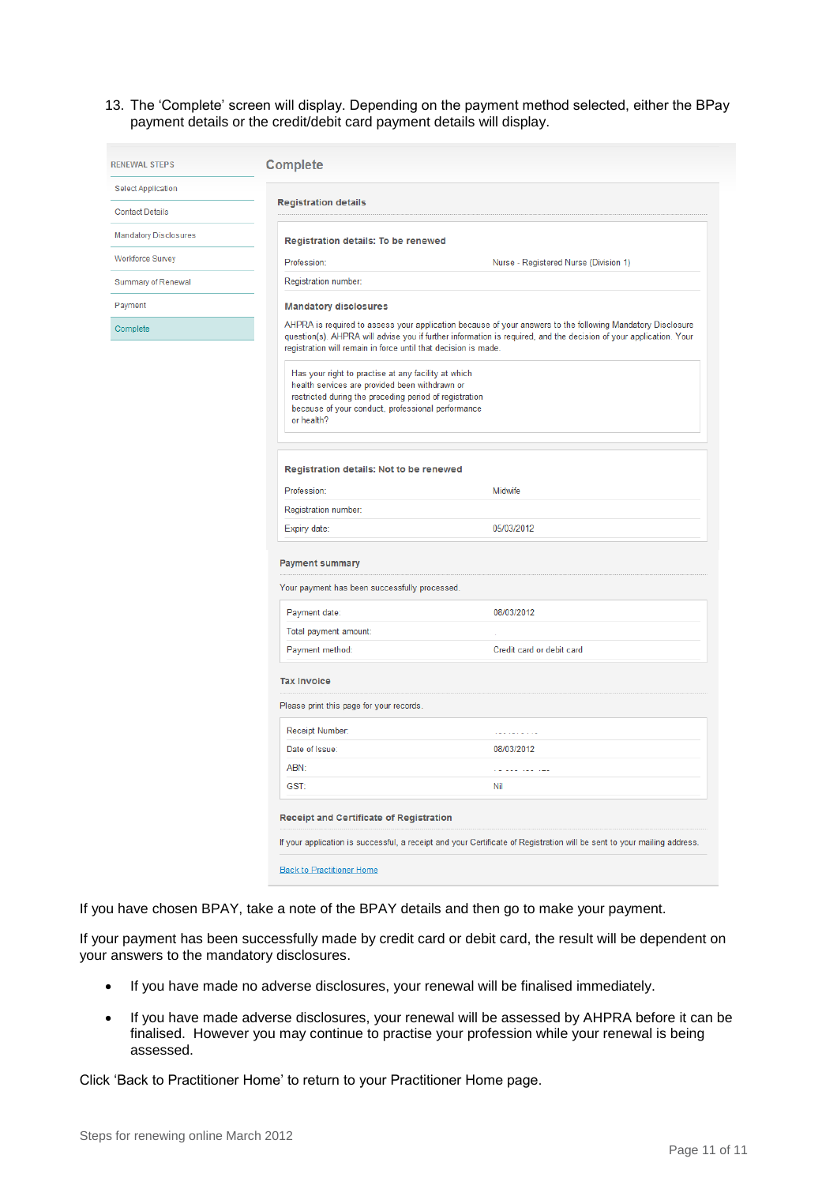13. The 'Complete' screen will display. Depending on the payment method selected, either the BPay payment details or the credit/debit card payment details will display.

RENEWAL STEPS

- Select Application
- Contact Details
- Mandatory Disclosures
- Workforce Survey
- Summary of Renewal
- Payment
- Complete

## Complete

### Registration details

**Registration details: To be renewed**

| | |
|---|---|
| Profession: | Nurse - Registered Nurse (Division 1) |
| Registration number: | |

**Mandatory disclosures**

AHPRA is required to assess your application because of your answers to the following Mandatory Disclosure question(s). AHPRA will advise you if further information is required, and the decision of your application. Your registration will remain in force until that decision is made.

Has your right to practise at any facility at which health services are provided been withdrawn or restricted during the proceding period of registration because of your conduct, professional performance or health?

**Registration details: Not to be renewed**

| | |
|---|---|
| Profession: | Midwife |
| Registration number: | |
| Expiry date: | 05/03/2012 |

### Payment summary

Your payment has been successfully processed.

| | |
|---|---|
| Payment date: | 08/03/2012 |
| Total payment amount: | |
| Payment method: | Credit card or debit card |

### Tax Invoice

Please print this page for your records.

| | |
|---|---|
| Receipt Number: | |
| Date of Issue: | 08/03/2012 |
| ABN: | |
| GST: | Nil |

### Receipt and Certificate of Registration

If your application is successful, a receipt and your Certificate of Registration will be sent to your mailing address.

Back to Practitioner Home

If you have chosen BPAY, take a note of the BPAY details and then go to make your payment.

If your payment has been successfully made by credit card or debit card, the result will be dependent on your answers to the mandatory disclosures.

- If you have made no adverse disclosures, your renewal will be finalised immediately.
- If you have made adverse disclosures, your renewal will be assessed by AHPRA before it can be finalised. However you may continue to practise your profession while your renewal is being assessed.

Click 'Back to Practitioner Home' to return to your Practitioner Home page.